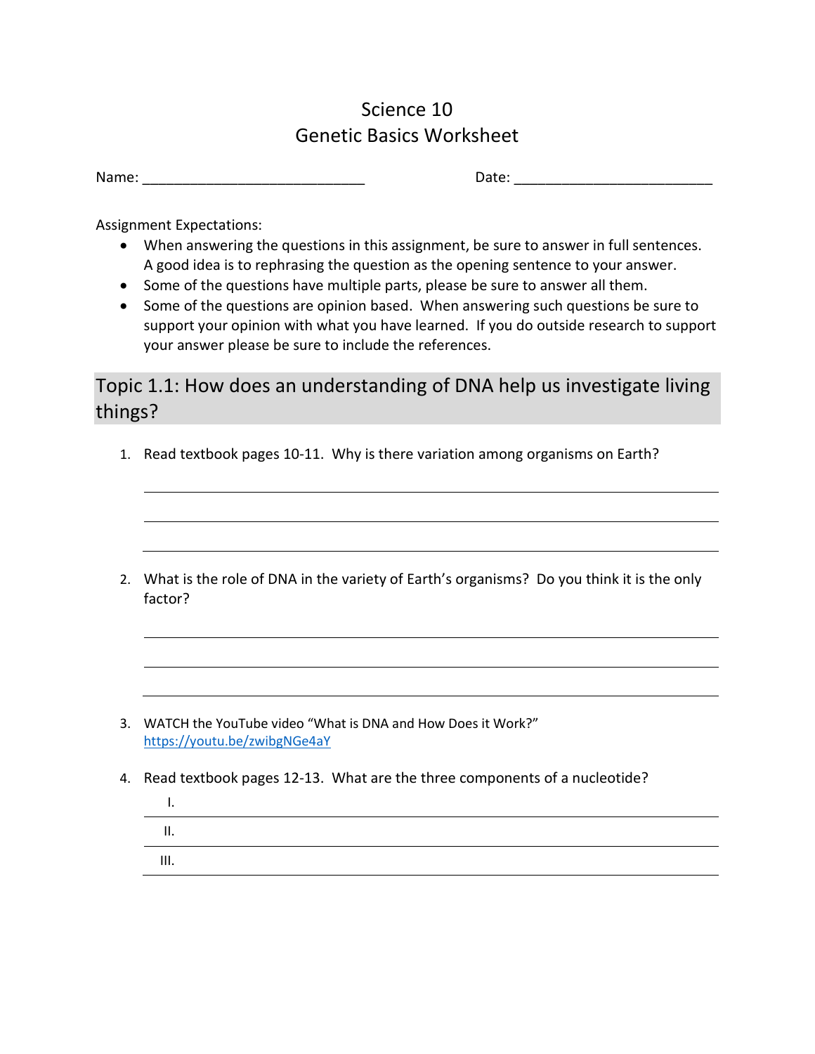# Science 10
## Genetic Basics Worksheet

Name: ____________________________ Date: _________________________

Assignment Expectations:

- When answering the questions in this assignment, be sure to answer in full sentences. A good idea is to rephrasing the question as the opening sentence to your answer.
- Some of the questions have multiple parts, please be sure to answer all them.
- Some of the questions are opinion based. When answering such questions be sure to support your opinion with what you have learned. If you do outside research to support your answer please be sure to include the references.

## Topic 1.1: How does an understanding of DNA help us investigate living things?

1. Read textbook pages 10-11. Why is there variation among organisms on Earth?

   ___________________________________________________________________________

   ___________________________________________________________________________

   ___________________________________________________________________________

2. What is the role of DNA in the variety of Earth's organisms? Do you think it is the only factor?

   ___________________________________________________________________________

   ___________________________________________________________________________

   ___________________________________________________________________________

3. WATCH the YouTube video "What is DNA and How Does it Work?" https://youtu.be/zwibgNGe4aY

4. Read textbook pages 12-13. What are the three components of a nucleotide?

   I. ________________________________________________________________________

   II. _______________________________________________________________________

   III. ______________________________________________________________________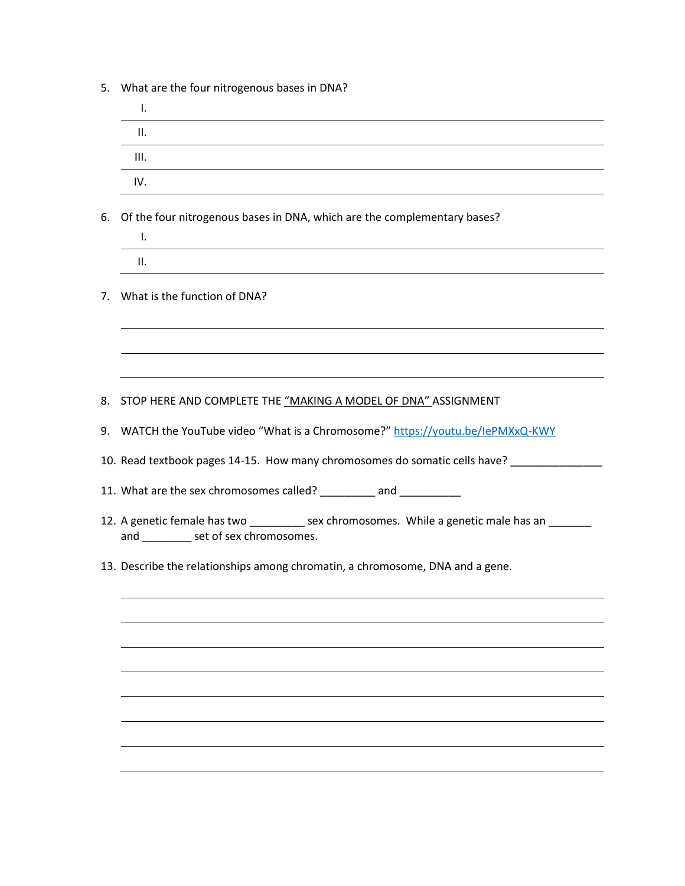5. What are the four nitrogenous bases in DNA?

   I. ______________________________________________

   II. ______________________________________________

   III. ______________________________________________

   IV. ______________________________________________

6. Of the four nitrogenous bases in DNA, which are the complementary bases?

   I. ______________________________________________

   II. ______________________________________________

7. What is the function of DNA?

   ______________________________________________

   ______________________________________________

   ______________________________________________

8. STOP HERE AND COMPLETE THE "MAKING A MODEL OF DNA" ASSIGNMENT

9. WATCH the YouTube video "What is a Chromosome?" [https://youtu.be/IePMXxQ-KWY](https://youtu.be/IePMXxQ-KWY)

10. Read textbook pages 14-15. How many chromosomes do somatic cells have? _______________

11. What are the sex chromosomes called? _________ and __________

12. A genetic female has two _________ sex chromosomes. While a genetic male has an _______ and ________ set of sex chromosomes.

13. Describe the relationships among chromatin, a chromosome, DNA and a gene.

    ______________________________________________

    ______________________________________________

    ______________________________________________

    ______________________________________________

    ______________________________________________

    ______________________________________________

    ______________________________________________

    ______________________________________________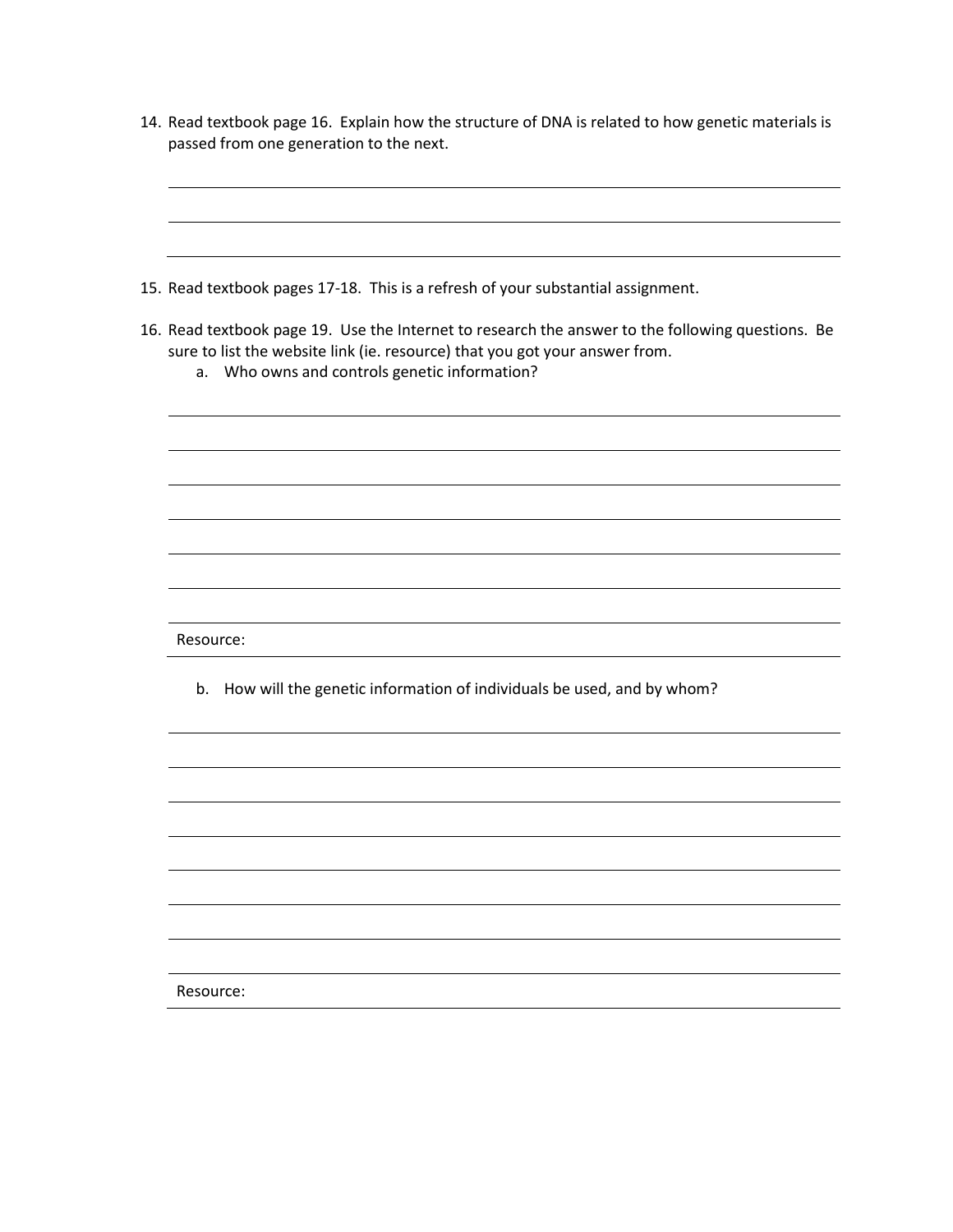14. Read textbook page 16. Explain how the structure of DNA is related to how genetic materials is passed from one generation to the next.

_______________________________________________

_______________________________________________

_______________________________________________

15. Read textbook pages 17-18. This is a refresh of your substantial assignment.

16. Read textbook page 19. Use the Internet to research the answer to the following questions. Be sure to list the website link (ie. resource) that you got your answer from.

    a. Who owns and controls genetic information?

    _______________________________________________

    _______________________________________________

    _______________________________________________

    _______________________________________________

    _______________________________________________

    _______________________________________________

    _______________________________________________

    Resource: _______________________________________________

    b. How will the genetic information of individuals be used, and by whom?

    _______________________________________________

    _______________________________________________

    _______________________________________________

    _______________________________________________

    _______________________________________________

    _______________________________________________

    _______________________________________________

    _______________________________________________

    Resource: _______________________________________________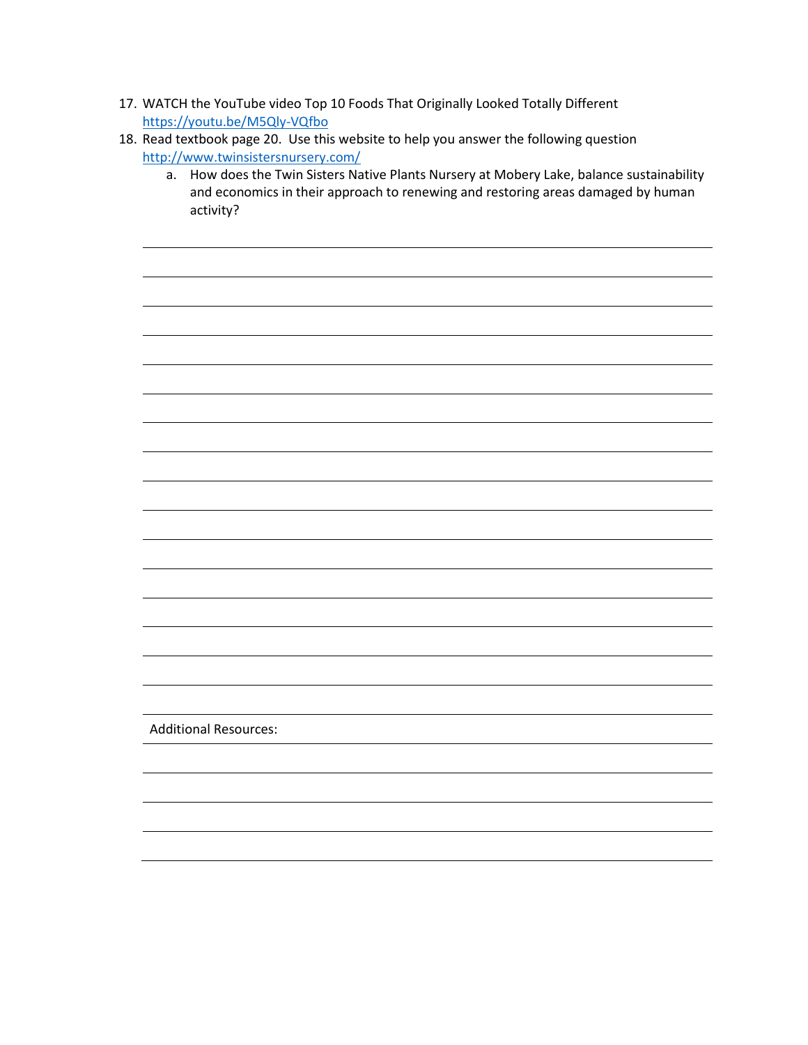17. WATCH the YouTube video Top 10 Foods That Originally Looked Totally Different [https://youtu.be/M5Qly-VQfbo](https://youtu.be/M5Qly-VQfbo)
18. Read textbook page 20. Use this website to help you answer the following question [http://www.twinsistersnursery.com/](http://www.twinsistersnursery.com/)
    a. How does the Twin Sisters Native Plants Nursery at Mobery Lake, balance sustainability and economics in their approach to renewing and restoring areas damaged by human activity?

Additional Resources: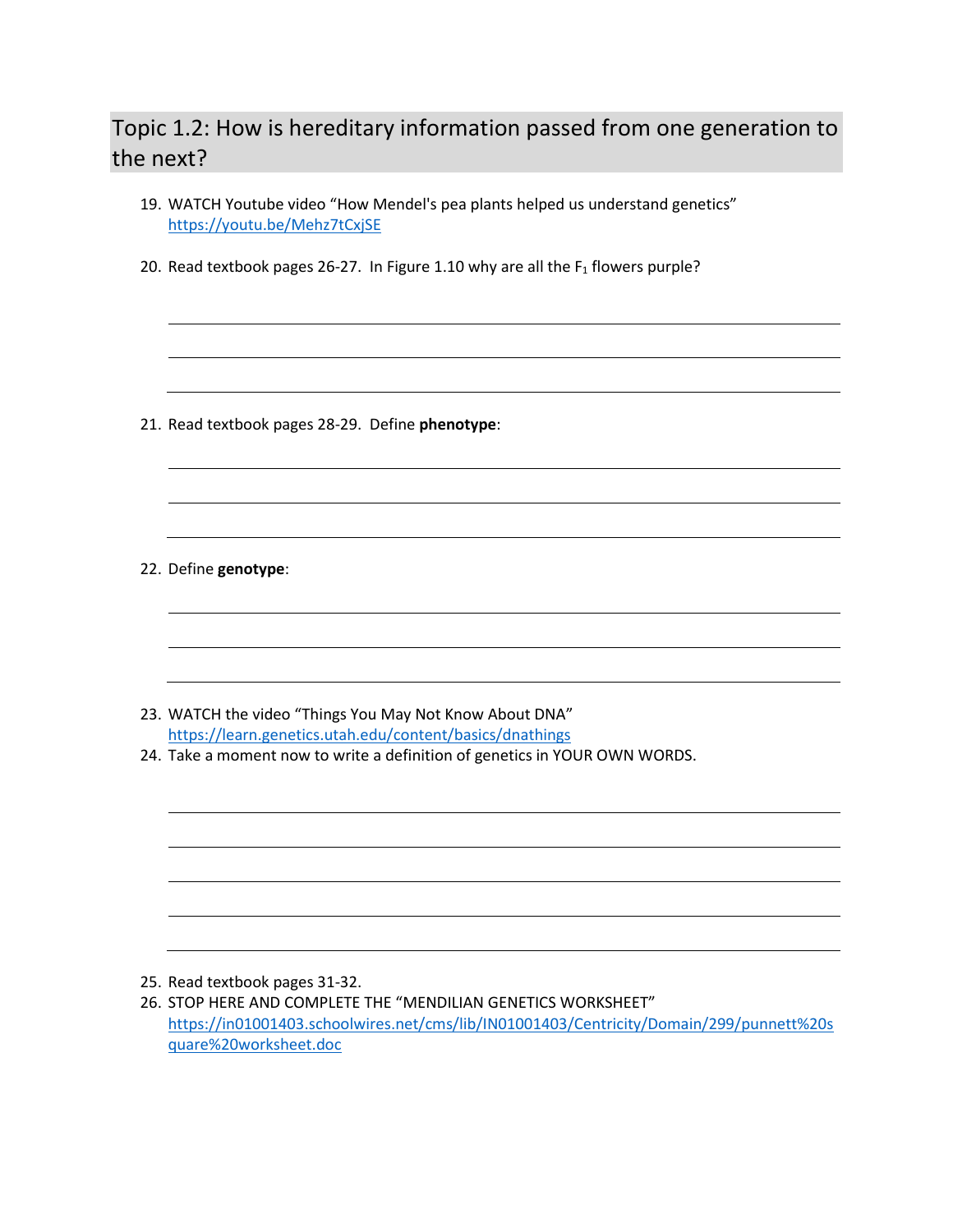## Topic 1.2: How is hereditary information passed from one generation to the next?

19. WATCH Youtube video "How Mendel's pea plants helped us understand genetics" https://youtu.be/Mehz7tCxjSE

20. Read textbook pages 26-27. In Figure 1.10 why are all the $F_1$ flowers purple?

21. Read textbook pages 28-29. Define **phenotype**:

22. Define **genotype**:

23. WATCH the video "Things You May Not Know About DNA" https://learn.genetics.utah.edu/content/basics/dnathings

24. Take a moment now to write a definition of genetics in YOUR OWN WORDS.

25. Read textbook pages 31-32.

26. STOP HERE AND COMPLETE THE "MENDILIAN GENETICS WORKSHEET" https://in01001403.schoolwires.net/cms/lib/IN01001403/Centricity/Domain/299/punnett%20square%20worksheet.doc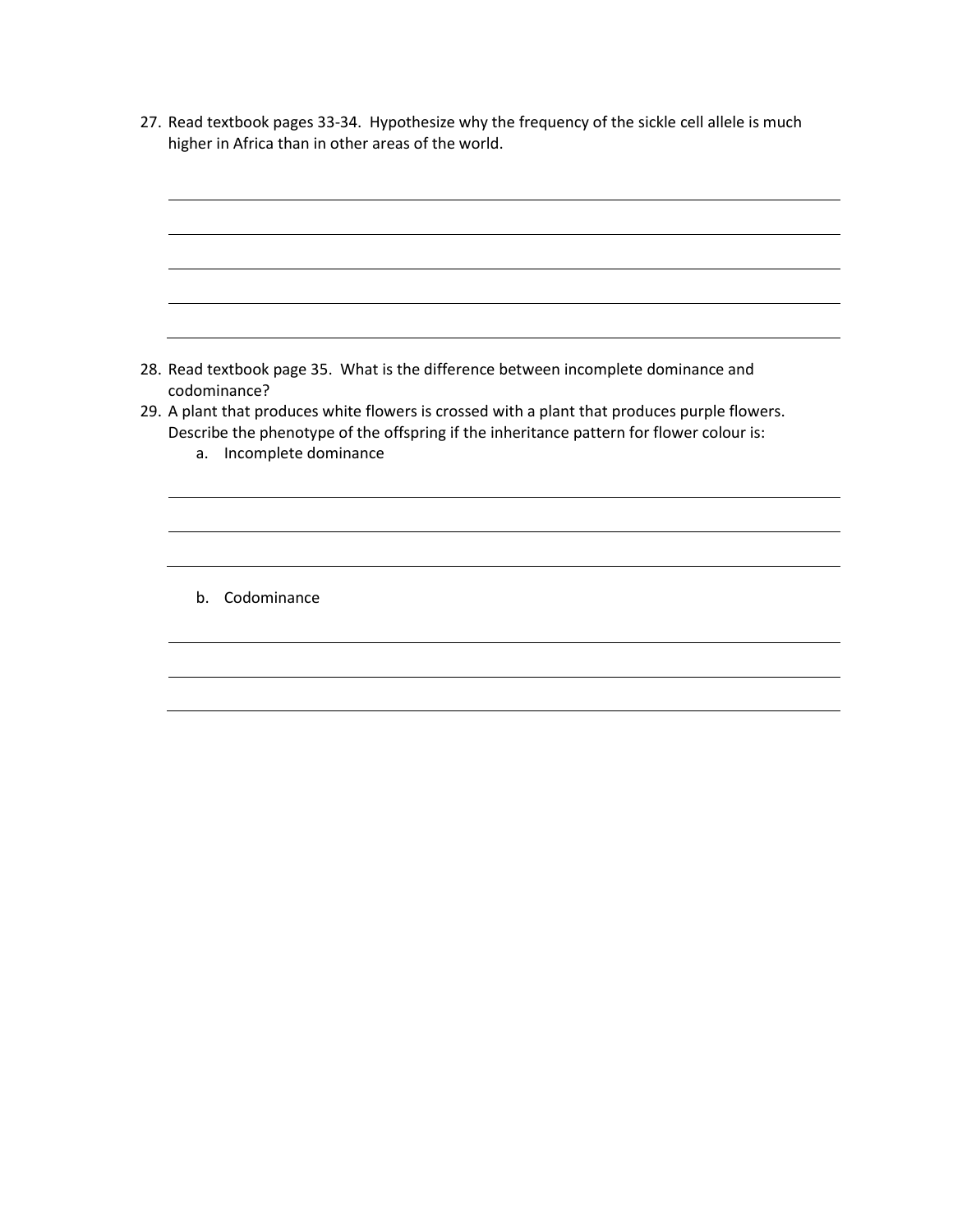27. Read textbook pages 33-34. Hypothesize why the frequency of the sickle cell allele is much higher in Africa than in other areas of the world.

28. Read textbook page 35. What is the difference between incomplete dominance and codominance?

29. A plant that produces white flowers is crossed with a plant that produces purple flowers. Describe the phenotype of the offspring if the inheritance pattern for flower colour is:

    a. Incomplete dominance

    b. Codominance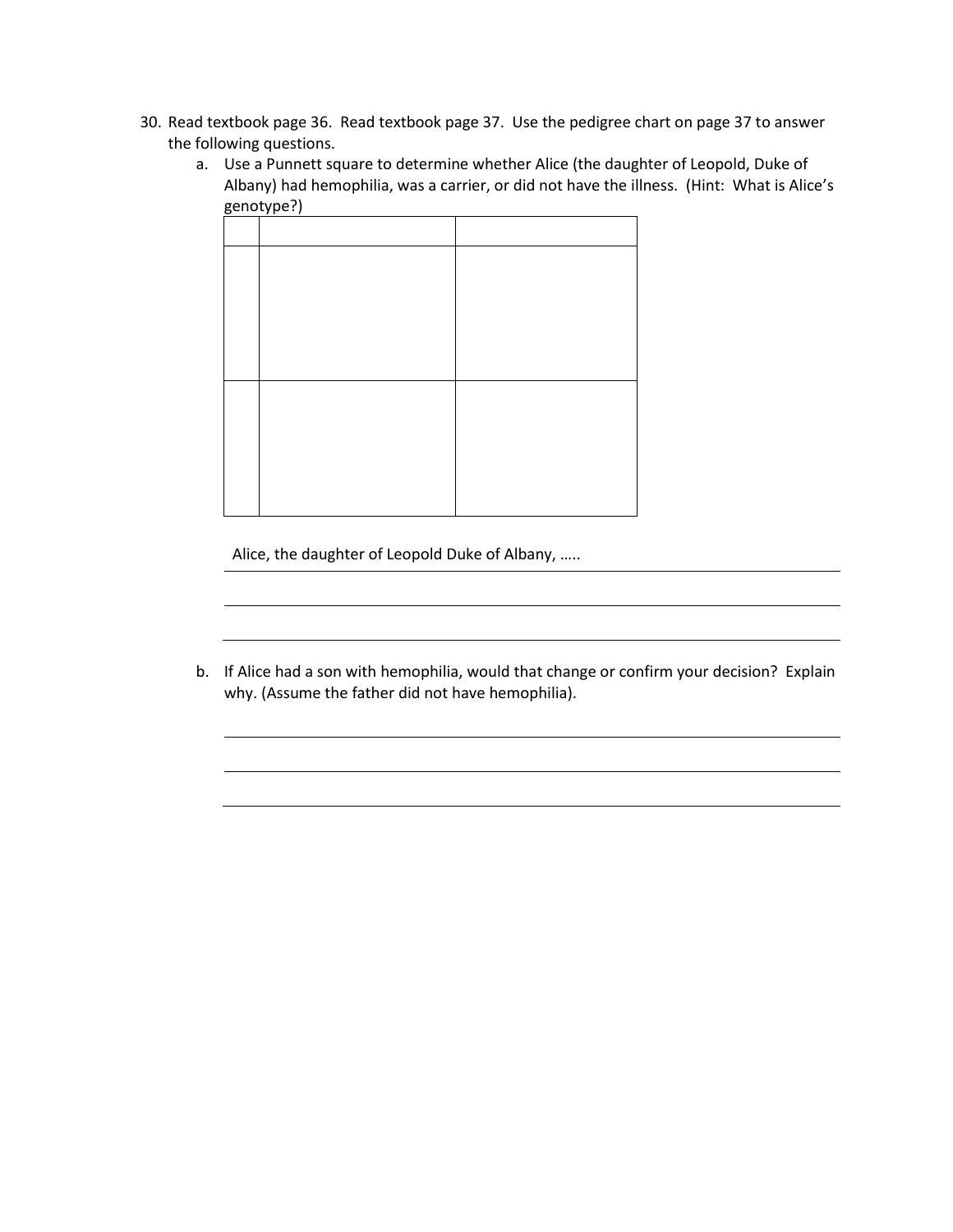30. Read textbook page 36. Read textbook page 37. Use the pedigree chart on page 37 to answer the following questions.

    a. Use a Punnett square to determine whether Alice (the daughter of Leopold, Duke of Albany) had hemophilia, was a carrier, or did not have the illness. (Hint: What is Alice's genotype?)

| | | |
|---|---|---|
| | | |
| | | |

Alice, the daughter of Leopold Duke of Albany, …..

___

___

___

    b. If Alice had a son with hemophilia, would that change or confirm your decision? Explain why. (Assume the father did not have hemophilia).

___

___

___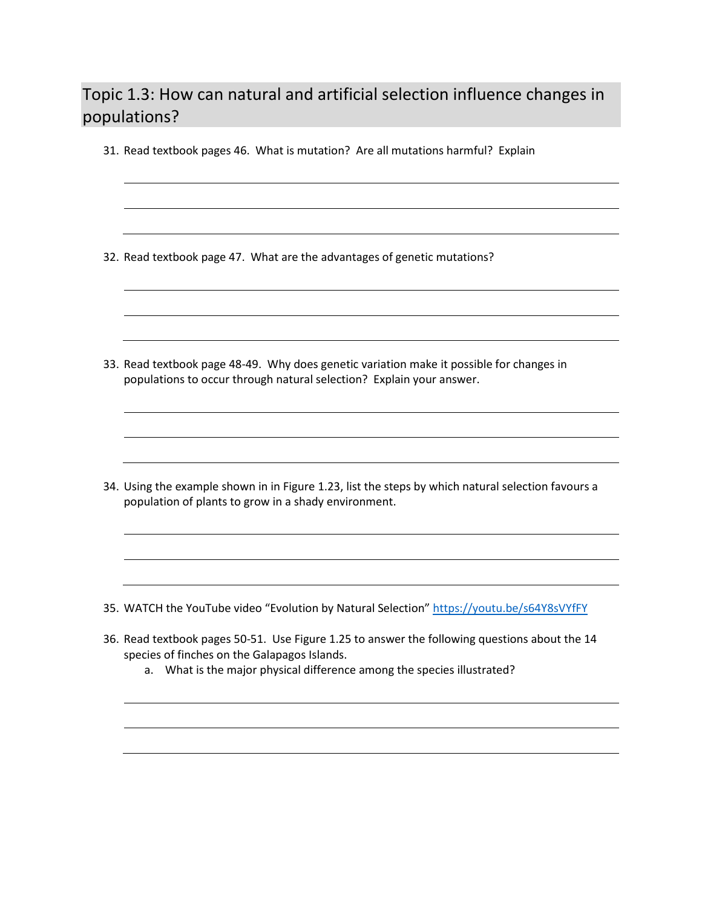## Topic 1.3: How can natural and artificial selection influence changes in populations?

31. Read textbook pages 46. What is mutation? Are all mutations harmful? Explain

32. Read textbook page 47. What are the advantages of genetic mutations?

33. Read textbook page 48-49. Why does genetic variation make it possible for changes in populations to occur through natural selection? Explain your answer.

34. Using the example shown in in Figure 1.23, list the steps by which natural selection favours a population of plants to grow in a shady environment.

35. WATCH the YouTube video "Evolution by Natural Selection" https://youtu.be/s64Y8sVYfFY

36. Read textbook pages 50-51. Use Figure 1.25 to answer the following questions about the 14 species of finches on the Galapagos Islands.
    a. What is the major physical difference among the species illustrated?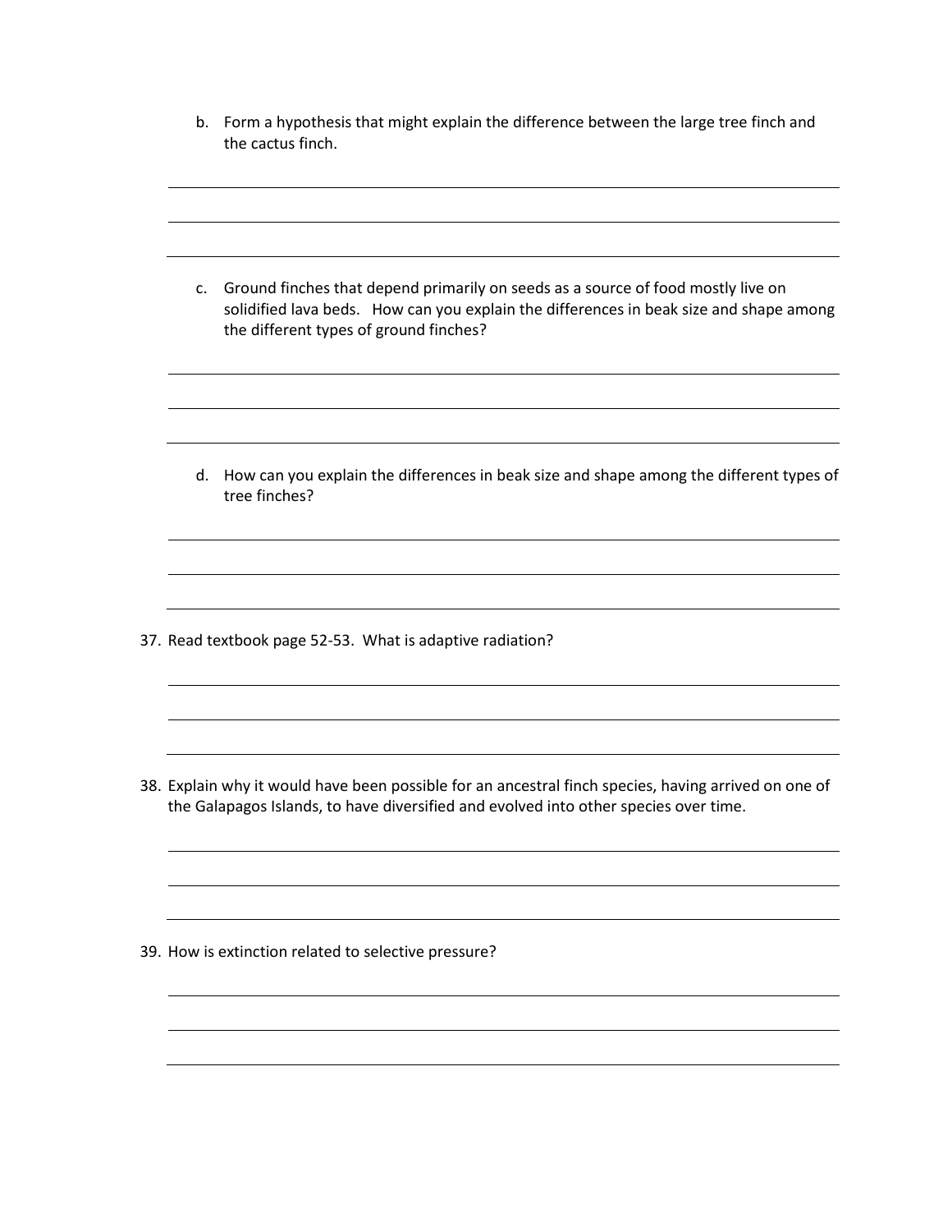b. Form a hypothesis that might explain the difference between the large tree finch and the cactus finch.

c. Ground finches that depend primarily on seeds as a source of food mostly live on solidified lava beds. How can you explain the differences in beak size and shape among the different types of ground finches?

d. How can you explain the differences in beak size and shape among the different types of tree finches?

37. Read textbook page 52-53. What is adaptive radiation?

38. Explain why it would have been possible for an ancestral finch species, having arrived on one of the Galapagos Islands, to have diversified and evolved into other species over time.

39. How is extinction related to selective pressure?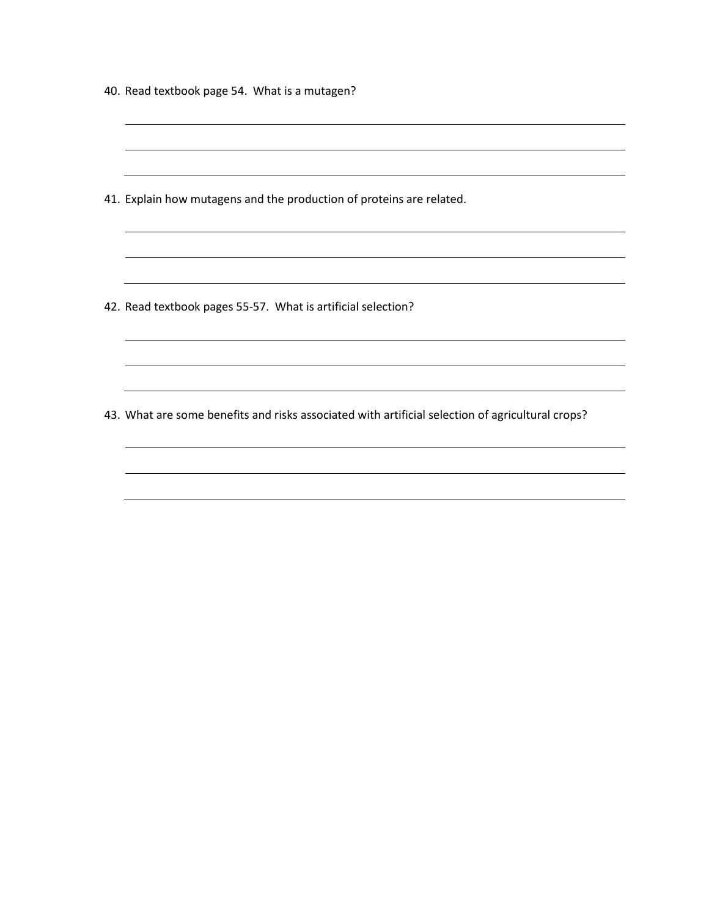40. Read textbook page 54. What is a mutagen?

\_\_\_\_\_\_\_\_\_\_\_\_\_\_\_\_\_\_\_\_\_\_\_\_\_\_\_\_\_\_\_\_\_\_\_\_\_\_\_\_\_\_\_\_\_\_\_\_\_\_\_\_\_\_\_\_\_\_\_\_\_\_\_\_

\_\_\_\_\_\_\_\_\_\_\_\_\_\_\_\_\_\_\_\_\_\_\_\_\_\_\_\_\_\_\_\_\_\_\_\_\_\_\_\_\_\_\_\_\_\_\_\_\_\_\_\_\_\_\_\_\_\_\_\_\_\_\_\_

\_\_\_\_\_\_\_\_\_\_\_\_\_\_\_\_\_\_\_\_\_\_\_\_\_\_\_\_\_\_\_\_\_\_\_\_\_\_\_\_\_\_\_\_\_\_\_\_\_\_\_\_\_\_\_\_\_\_\_\_\_\_\_\_

41. Explain how mutagens and the production of proteins are related.

\_\_\_\_\_\_\_\_\_\_\_\_\_\_\_\_\_\_\_\_\_\_\_\_\_\_\_\_\_\_\_\_\_\_\_\_\_\_\_\_\_\_\_\_\_\_\_\_\_\_\_\_\_\_\_\_\_\_\_\_\_\_\_\_

\_\_\_\_\_\_\_\_\_\_\_\_\_\_\_\_\_\_\_\_\_\_\_\_\_\_\_\_\_\_\_\_\_\_\_\_\_\_\_\_\_\_\_\_\_\_\_\_\_\_\_\_\_\_\_\_\_\_\_\_\_\_\_\_

\_\_\_\_\_\_\_\_\_\_\_\_\_\_\_\_\_\_\_\_\_\_\_\_\_\_\_\_\_\_\_\_\_\_\_\_\_\_\_\_\_\_\_\_\_\_\_\_\_\_\_\_\_\_\_\_\_\_\_\_\_\_\_\_

42. Read textbook pages 55-57. What is artificial selection?

\_\_\_\_\_\_\_\_\_\_\_\_\_\_\_\_\_\_\_\_\_\_\_\_\_\_\_\_\_\_\_\_\_\_\_\_\_\_\_\_\_\_\_\_\_\_\_\_\_\_\_\_\_\_\_\_\_\_\_\_\_\_\_\_

\_\_\_\_\_\_\_\_\_\_\_\_\_\_\_\_\_\_\_\_\_\_\_\_\_\_\_\_\_\_\_\_\_\_\_\_\_\_\_\_\_\_\_\_\_\_\_\_\_\_\_\_\_\_\_\_\_\_\_\_\_\_\_\_

\_\_\_\_\_\_\_\_\_\_\_\_\_\_\_\_\_\_\_\_\_\_\_\_\_\_\_\_\_\_\_\_\_\_\_\_\_\_\_\_\_\_\_\_\_\_\_\_\_\_\_\_\_\_\_\_\_\_\_\_\_\_\_\_

43. What are some benefits and risks associated with artificial selection of agricultural crops?

\_\_\_\_\_\_\_\_\_\_\_\_\_\_\_\_\_\_\_\_\_\_\_\_\_\_\_\_\_\_\_\_\_\_\_\_\_\_\_\_\_\_\_\_\_\_\_\_\_\_\_\_\_\_\_\_\_\_\_\_\_\_\_\_

\_\_\_\_\_\_\_\_\_\_\_\_\_\_\_\_\_\_\_\_\_\_\_\_\_\_\_\_\_\_\_\_\_\_\_\_\_\_\_\_\_\_\_\_\_\_\_\_\_\_\_\_\_\_\_\_\_\_\_\_\_\_\_\_

\_\_\_\_\_\_\_\_\_\_\_\_\_\_\_\_\_\_\_\_\_\_\_\_\_\_\_\_\_\_\_\_\_\_\_\_\_\_\_\_\_\_\_\_\_\_\_\_\_\_\_\_\_\_\_\_\_\_\_\_\_\_\_\_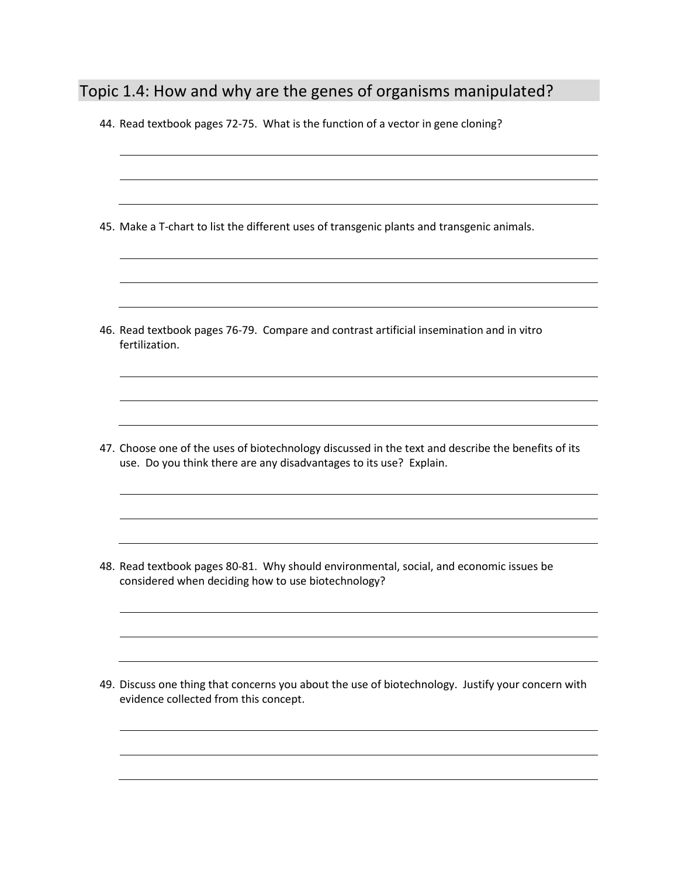## Topic 1.4: How and why are the genes of organisms manipulated?

44. Read textbook pages 72-75. What is the function of a vector in gene cloning?

45. Make a T-chart to list the different uses of transgenic plants and transgenic animals.

46. Read textbook pages 76-79. Compare and contrast artificial insemination and in vitro fertilization.

47. Choose one of the uses of biotechnology discussed in the text and describe the benefits of its use. Do you think there are any disadvantages to its use? Explain.

48. Read textbook pages 80-81. Why should environmental, social, and economic issues be considered when deciding how to use biotechnology?

49. Discuss one thing that concerns you about the use of biotechnology. Justify your concern with evidence collected from this concept.